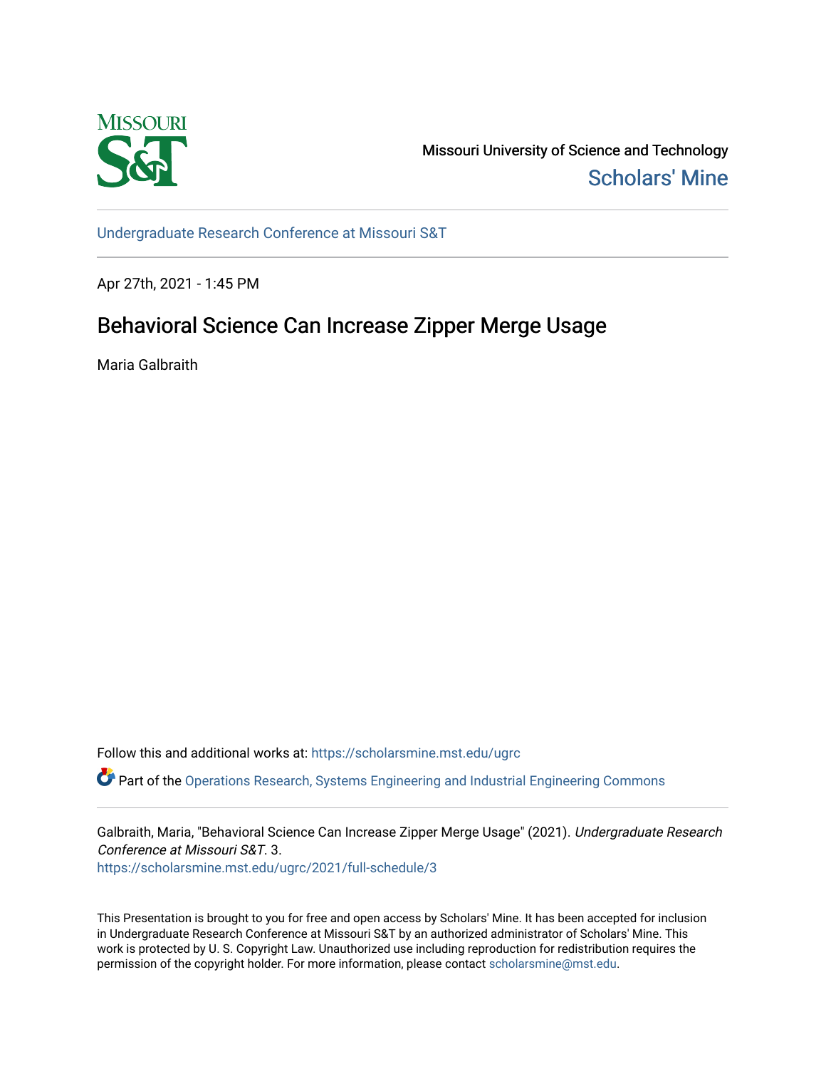Missouri University of Science and Technology

Scholars' Mine

Undergraduate Research Conference at Missouri S&T

Apr 27th, 2021 - 1:45 PM

# Behavioral Science Can Increase Zipper Merge Usage

Maria Galbraith

Follow this and additional works at: https://scholarsmine.mst.edu/ugrc

Part of the Operations Research, Systems Engineering and Industrial Engineering Commons

Galbraith, Maria, "Behavioral Science Can Increase Zipper Merge Usage" (2021). *Undergraduate Research Conference at Missouri S&T*. 3.
https://scholarsmine.mst.edu/ugrc/2021/full-schedule/3

This Presentation is brought to you for free and open access by Scholars' Mine. It has been accepted for inclusion in Undergraduate Research Conference at Missouri S&T by an authorized administrator of Scholars' Mine. This work is protected by U. S. Copyright Law. Unauthorized use including reproduction for redistribution requires the permission of the copyright holder. For more information, please contact scholarsmine@mst.edu.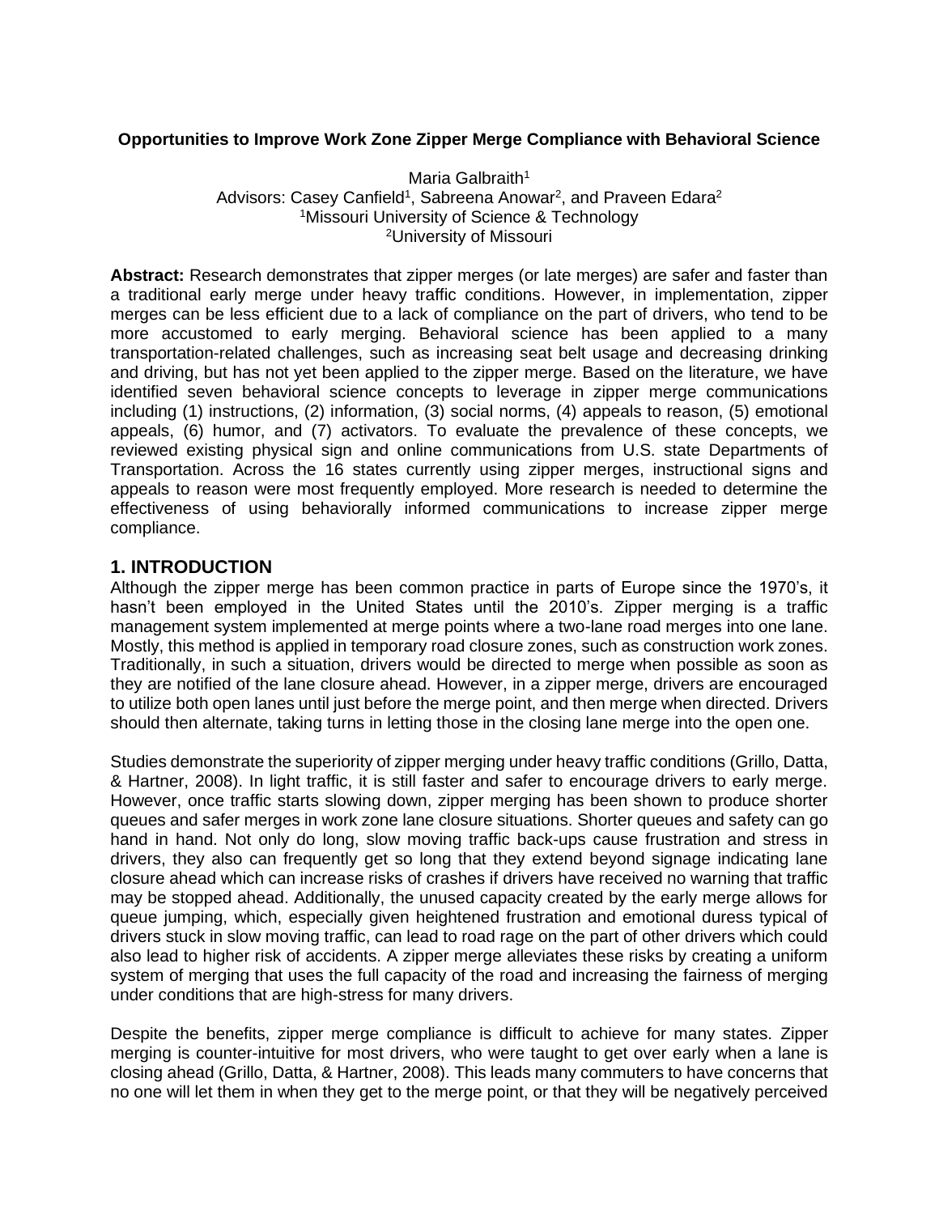**Opportunities to Improve Work Zone Zipper Merge Compliance with Behavioral Science**

Maria Galbraith[1]
Advisors: Casey Canfield[1], Sabreena Anowar[2], and Praveen Edara[2]
[1]Missouri University of Science & Technology
[2]University of Missouri

**Abstract:** Research demonstrates that zipper merges (or late merges) are safer and faster than a traditional early merge under heavy traffic conditions. However, in implementation, zipper merges can be less efficient due to a lack of compliance on the part of drivers, who tend to be more accustomed to early merging. Behavioral science has been applied to a many transportation-related challenges, such as increasing seat belt usage and decreasing drinking and driving, but has not yet been applied to the zipper merge. Based on the literature, we have identified seven behavioral science concepts to leverage in zipper merge communications including (1) instructions, (2) information, (3) social norms, (4) appeals to reason, (5) emotional appeals, (6) humor, and (7) activators. To evaluate the prevalence of these concepts, we reviewed existing physical sign and online communications from U.S. state Departments of Transportation. Across the 16 states currently using zipper merges, instructional signs and appeals to reason were most frequently employed. More research is needed to determine the effectiveness of using behaviorally informed communications to increase zipper merge compliance.

## 1. INTRODUCTION

Although the zipper merge has been common practice in parts of Europe since the 1970's, it hasn't been employed in the United States until the 2010's. Zipper merging is a traffic management system implemented at merge points where a two-lane road merges into one lane. Mostly, this method is applied in temporary road closure zones, such as construction work zones. Traditionally, in such a situation, drivers would be directed to merge when possible as soon as they are notified of the lane closure ahead. However, in a zipper merge, drivers are encouraged to utilize both open lanes until just before the merge point, and then merge when directed. Drivers should then alternate, taking turns in letting those in the closing lane merge into the open one.

Studies demonstrate the superiority of zipper merging under heavy traffic conditions (Grillo, Datta, & Hartner, 2008). In light traffic, it is still faster and safer to encourage drivers to early merge. However, once traffic starts slowing down, zipper merging has been shown to produce shorter queues and safer merges in work zone lane closure situations. Shorter queues and safety can go hand in hand. Not only do long, slow moving traffic back-ups cause frustration and stress in drivers, they also can frequently get so long that they extend beyond signage indicating lane closure ahead which can increase risks of crashes if drivers have received no warning that traffic may be stopped ahead. Additionally, the unused capacity created by the early merge allows for queue jumping, which, especially given heightened frustration and emotional duress typical of drivers stuck in slow moving traffic, can lead to road rage on the part of other drivers which could also lead to higher risk of accidents. A zipper merge alleviates these risks by creating a uniform system of merging that uses the full capacity of the road and increasing the fairness of merging under conditions that are high-stress for many drivers.

Despite the benefits, zipper merge compliance is difficult to achieve for many states. Zipper merging is counter-intuitive for most drivers, who were taught to get over early when a lane is closing ahead (Grillo, Datta, & Hartner, 2008). This leads many commuters to have concerns that no one will let them in when they get to the merge point, or that they will be negatively perceived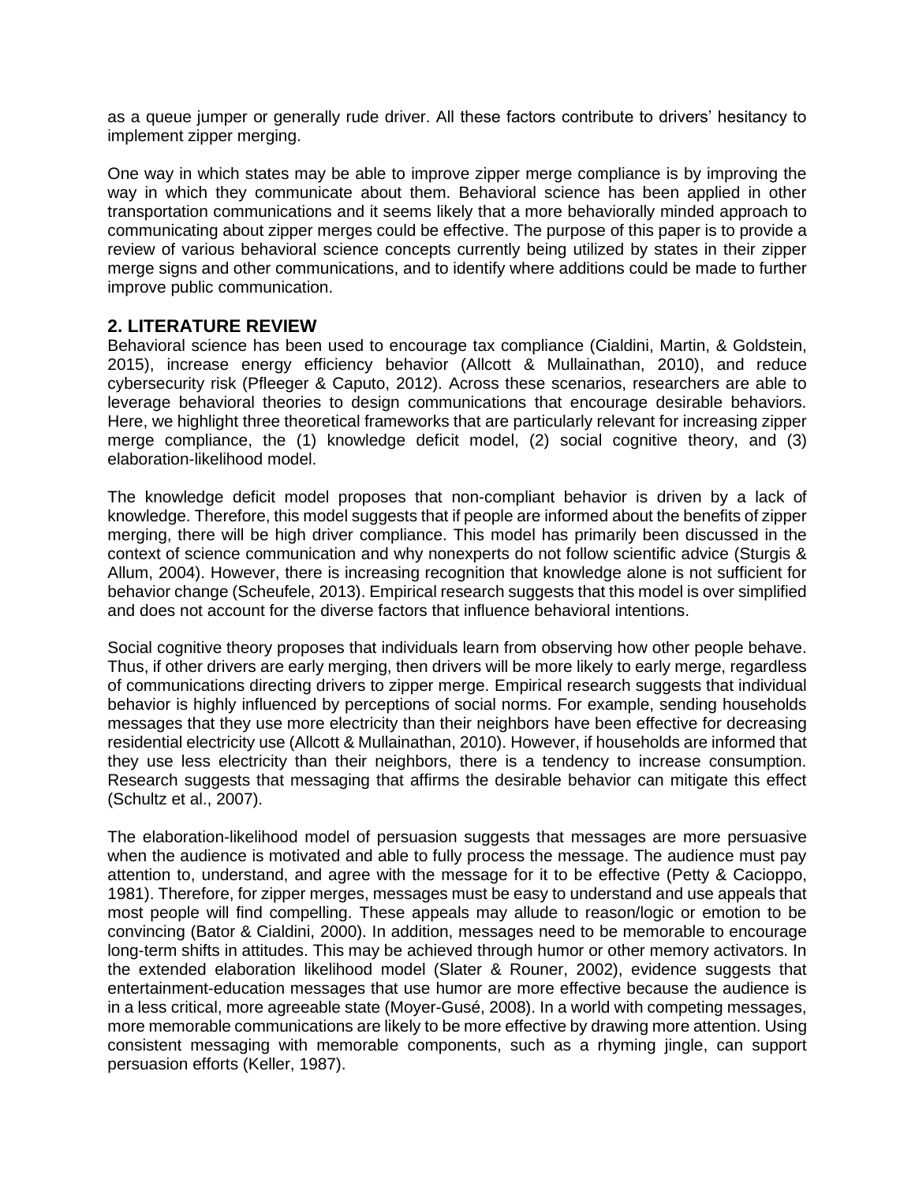as a queue jumper or generally rude driver. All these factors contribute to drivers' hesitancy to implement zipper merging.

One way in which states may be able to improve zipper merge compliance is by improving the way in which they communicate about them. Behavioral science has been applied in other transportation communications and it seems likely that a more behaviorally minded approach to communicating about zipper merges could be effective. The purpose of this paper is to provide a review of various behavioral science concepts currently being utilized by states in their zipper merge signs and other communications, and to identify where additions could be made to further improve public communication.

## 2. LITERATURE REVIEW

Behavioral science has been used to encourage tax compliance (Cialdini, Martin, & Goldstein, 2015), increase energy efficiency behavior (Allcott & Mullainathan, 2010), and reduce cybersecurity risk (Pfleeger & Caputo, 2012). Across these scenarios, researchers are able to leverage behavioral theories to design communications that encourage desirable behaviors. Here, we highlight three theoretical frameworks that are particularly relevant for increasing zipper merge compliance, the (1) knowledge deficit model, (2) social cognitive theory, and (3) elaboration-likelihood model.

The knowledge deficit model proposes that non-compliant behavior is driven by a lack of knowledge. Therefore, this model suggests that if people are informed about the benefits of zipper merging, there will be high driver compliance. This model has primarily been discussed in the context of science communication and why nonexperts do not follow scientific advice (Sturgis & Allum, 2004). However, there is increasing recognition that knowledge alone is not sufficient for behavior change (Scheufele, 2013). Empirical research suggests that this model is over simplified and does not account for the diverse factors that influence behavioral intentions.

Social cognitive theory proposes that individuals learn from observing how other people behave. Thus, if other drivers are early merging, then drivers will be more likely to early merge, regardless of communications directing drivers to zipper merge. Empirical research suggests that individual behavior is highly influenced by perceptions of social norms. For example, sending households messages that they use more electricity than their neighbors have been effective for decreasing residential electricity use (Allcott & Mullainathan, 2010). However, if households are informed that they use less electricity than their neighbors, there is a tendency to increase consumption. Research suggests that messaging that affirms the desirable behavior can mitigate this effect (Schultz et al., 2007).

The elaboration-likelihood model of persuasion suggests that messages are more persuasive when the audience is motivated and able to fully process the message. The audience must pay attention to, understand, and agree with the message for it to be effective (Petty & Cacioppo, 1981). Therefore, for zipper merges, messages must be easy to understand and use appeals that most people will find compelling. These appeals may allude to reason/logic or emotion to be convincing (Bator & Cialdini, 2000). In addition, messages need to be memorable to encourage long-term shifts in attitudes. This may be achieved through humor or other memory activators. In the extended elaboration likelihood model (Slater & Rouner, 2002), evidence suggests that entertainment-education messages that use humor are more effective because the audience is in a less critical, more agreeable state (Moyer-Gusé, 2008). In a world with competing messages, more memorable communications are likely to be more effective by drawing more attention. Using consistent messaging with memorable components, such as a rhyming jingle, can support persuasion efforts (Keller, 1987).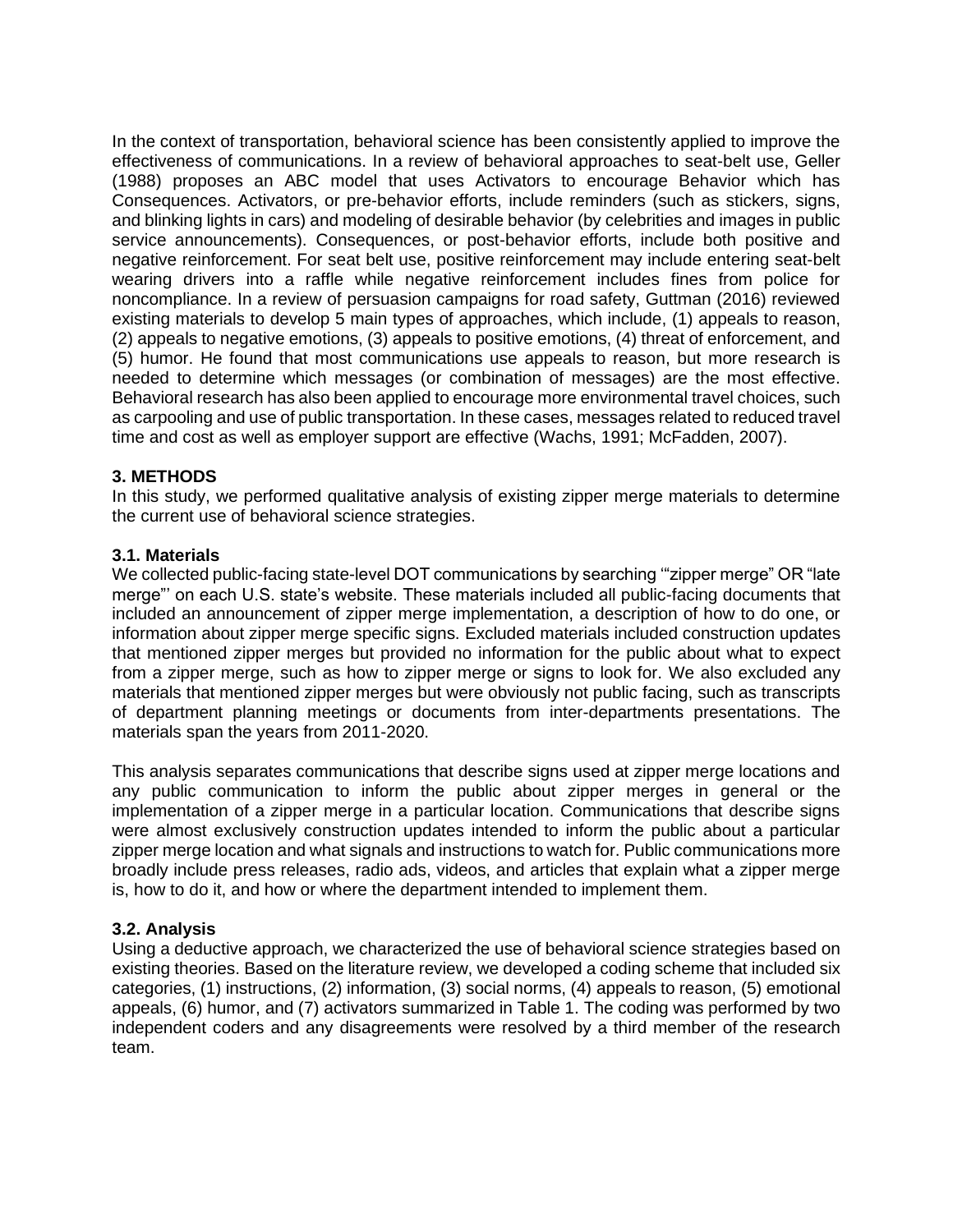In the context of transportation, behavioral science has been consistently applied to improve the effectiveness of communications. In a review of behavioral approaches to seat-belt use, Geller (1988) proposes an ABC model that uses Activators to encourage Behavior which has Consequences. Activators, or pre-behavior efforts, include reminders (such as stickers, signs, and blinking lights in cars) and modeling of desirable behavior (by celebrities and images in public service announcements). Consequences, or post-behavior efforts, include both positive and negative reinforcement. For seat belt use, positive reinforcement may include entering seat-belt wearing drivers into a raffle while negative reinforcement includes fines from police for noncompliance. In a review of persuasion campaigns for road safety, Guttman (2016) reviewed existing materials to develop 5 main types of approaches, which include, (1) appeals to reason, (2) appeals to negative emotions, (3) appeals to positive emotions, (4) threat of enforcement, and (5) humor. He found that most communications use appeals to reason, but more research is needed to determine which messages (or combination of messages) are the most effective. Behavioral research has also been applied to encourage more environmental travel choices, such as carpooling and use of public transportation. In these cases, messages related to reduced travel time and cost as well as employer support are effective (Wachs, 1991; McFadden, 2007).

## 3. METHODS

In this study, we performed qualitative analysis of existing zipper merge materials to determine the current use of behavioral science strategies.

### 3.1. Materials

We collected public-facing state-level DOT communications by searching '"zipper merge" OR "late merge"' on each U.S. state's website. These materials included all public-facing documents that included an announcement of zipper merge implementation, a description of how to do one, or information about zipper merge specific signs. Excluded materials included construction updates that mentioned zipper merges but provided no information for the public about what to expect from a zipper merge, such as how to zipper merge or signs to look for. We also excluded any materials that mentioned zipper merges but were obviously not public facing, such as transcripts of department planning meetings or documents from inter-departments presentations. The materials span the years from 2011-2020.

This analysis separates communications that describe signs used at zipper merge locations and any public communication to inform the public about zipper merges in general or the implementation of a zipper merge in a particular location. Communications that describe signs were almost exclusively construction updates intended to inform the public about a particular zipper merge location and what signals and instructions to watch for. Public communications more broadly include press releases, radio ads, videos, and articles that explain what a zipper merge is, how to do it, and how or where the department intended to implement them.

### 3.2. Analysis

Using a deductive approach, we characterized the use of behavioral science strategies based on existing theories. Based on the literature review, we developed a coding scheme that included six categories, (1) instructions, (2) information, (3) social norms, (4) appeals to reason, (5) emotional appeals, (6) humor, and (7) activators summarized in Table 1. The coding was performed by two independent coders and any disagreements were resolved by a third member of the research team.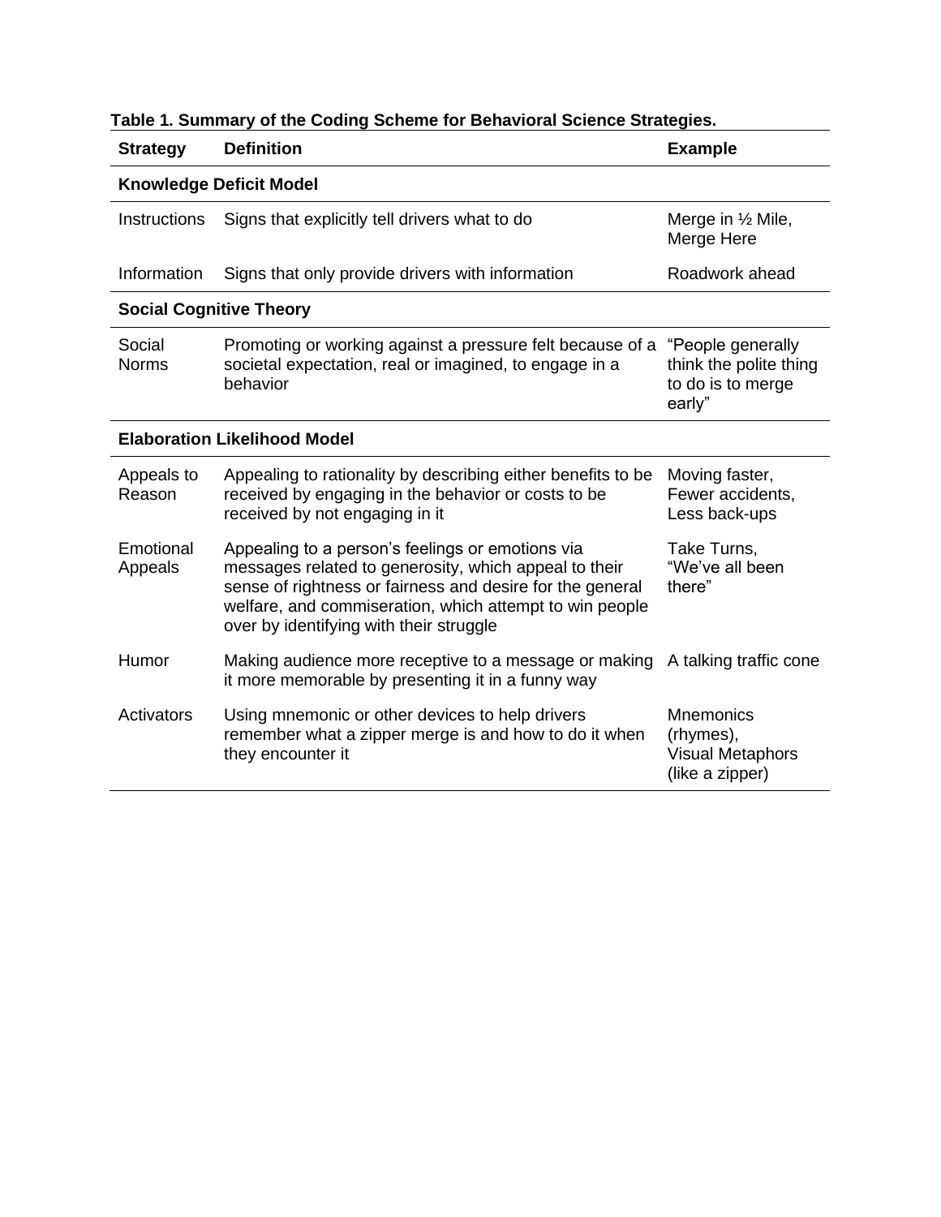**Table 1. Summary of the Coding Scheme for Behavioral Science Strategies.**

| Strategy | Definition | Example |
|---|---|---|
| **Knowledge Deficit Model** | | |
| Instructions | Signs that explicitly tell drivers what to do | Merge in ½ Mile, Merge Here |
| Information | Signs that only provide drivers with information | Roadwork ahead |
| **Social Cognitive Theory** | | |
| Social Norms | Promoting or working against a pressure felt because of a societal expectation, real or imagined, to engage in a behavior | "People generally think the polite thing to do is to merge early" |
| **Elaboration Likelihood Model** | | |
| Appeals to Reason | Appealing to rationality by describing either benefits to be received by engaging in the behavior or costs to be received by not engaging in it | Moving faster, Fewer accidents, Less back-ups |
| Emotional Appeals | Appealing to a person's feelings or emotions via messages related to generosity, which appeal to their sense of rightness or fairness and desire for the general welfare, and commiseration, which attempt to win people over by identifying with their struggle | Take Turns, "We've all been there" |
| Humor | Making audience more receptive to a message or making it more memorable by presenting it in a funny way | A talking traffic cone |
| Activators | Using mnemonic or other devices to help drivers remember what a zipper merge is and how to do it when they encounter it | Mnemonics (rhymes), Visual Metaphors (like a zipper) |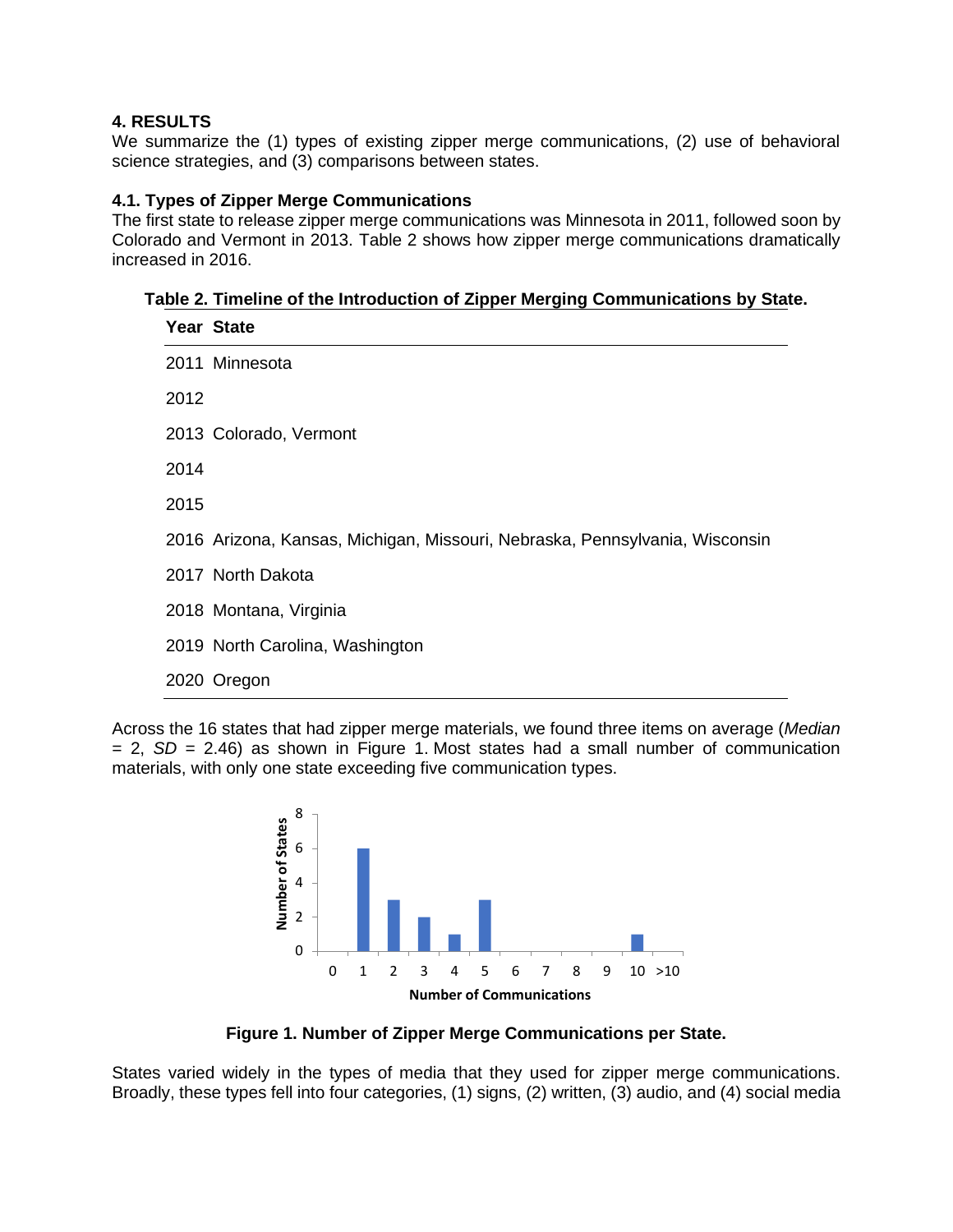## 4. RESULTS

We summarize the (1) types of existing zipper merge communications, (2) use of behavioral science strategies, and (3) comparisons between states.

### 4.1. Types of Zipper Merge Communications

The first state to release zipper merge communications was Minnesota in 2011, followed soon by Colorado and Vermont in 2013. Table 2 shows how zipper merge communications dramatically increased in 2016.

**Table 2. Timeline of the Introduction of Zipper Merging Communications by State.**

| Year | State |
|---|---|
| 2011 | Minnesota |
| 2012 | |
| 2013 | Colorado, Vermont |
| 2014 | |
| 2015 | |
| 2016 | Arizona, Kansas, Michigan, Missouri, Nebraska, Pennsylvania, Wisconsin |
| 2017 | North Dakota |
| 2018 | Montana, Virginia |
| 2019 | North Carolina, Washington |
| 2020 | Oregon |

Across the 16 states that had zipper merge materials, we found three items on average (*Median* = 2, *SD* = 2.46) as shown in Figure 1. Most states had a small number of communication materials, with only one state exceeding five communication types.

**Figure 1. Number of Zipper Merge Communications per State.**

States varied widely in the types of media that they used for zipper merge communications. Broadly, these types fell into four categories, (1) signs, (2) written, (3) audio, and (4) social media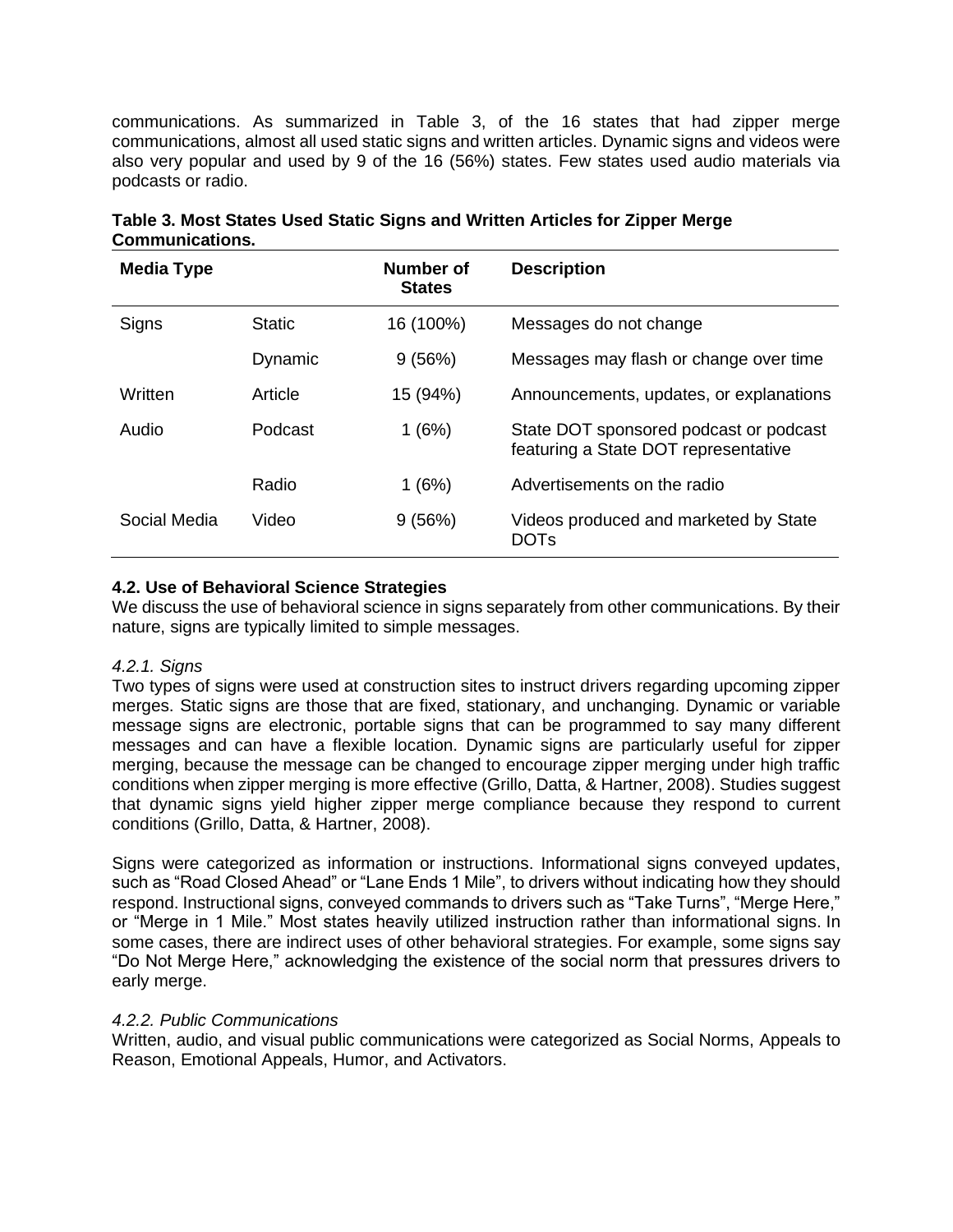communications. As summarized in Table 3, of the 16 states that had zipper merge communications, almost all used static signs and written articles. Dynamic signs and videos were also very popular and used by 9 of the 16 (56%) states. Few states used audio materials via podcasts or radio.

**Table 3. Most States Used Static Signs and Written Articles for Zipper Merge Communications.**

| Media Type | | Number of States | Description |
|---|---|---|---|
| Signs | Static | 16 (100%) | Messages do not change |
| | Dynamic | 9 (56%) | Messages may flash or change over time |
| Written | Article | 15 (94%) | Announcements, updates, or explanations |
| Audio | Podcast | 1 (6%) | State DOT sponsored podcast or podcast featuring a State DOT representative |
| | Radio | 1 (6%) | Advertisements on the radio |
| Social Media | Video | 9 (56%) | Videos produced and marketed by State DOTs |

### 4.2. Use of Behavioral Science Strategies

We discuss the use of behavioral science in signs separately from other communications. By their nature, signs are typically limited to simple messages.

#### *4.2.1. Signs*

Two types of signs were used at construction sites to instruct drivers regarding upcoming zipper merges. Static signs are those that are fixed, stationary, and unchanging. Dynamic or variable message signs are electronic, portable signs that can be programmed to say many different messages and can have a flexible location. Dynamic signs are particularly useful for zipper merging, because the message can be changed to encourage zipper merging under high traffic conditions when zipper merging is more effective (Grillo, Datta, & Hartner, 2008). Studies suggest that dynamic signs yield higher zipper merge compliance because they respond to current conditions (Grillo, Datta, & Hartner, 2008).

Signs were categorized as information or instructions. Informational signs conveyed updates, such as “Road Closed Ahead” or “Lane Ends 1 Mile”, to drivers without indicating how they should respond. Instructional signs, conveyed commands to drivers such as “Take Turns”, “Merge Here,” or “Merge in 1 Mile.” Most states heavily utilized instruction rather than informational signs. In some cases, there are indirect uses of other behavioral strategies. For example, some signs say “Do Not Merge Here,” acknowledging the existence of the social norm that pressures drivers to early merge.

#### *4.2.2. Public Communications*

Written, audio, and visual public communications were categorized as Social Norms, Appeals to Reason, Emotional Appeals, Humor, and Activators.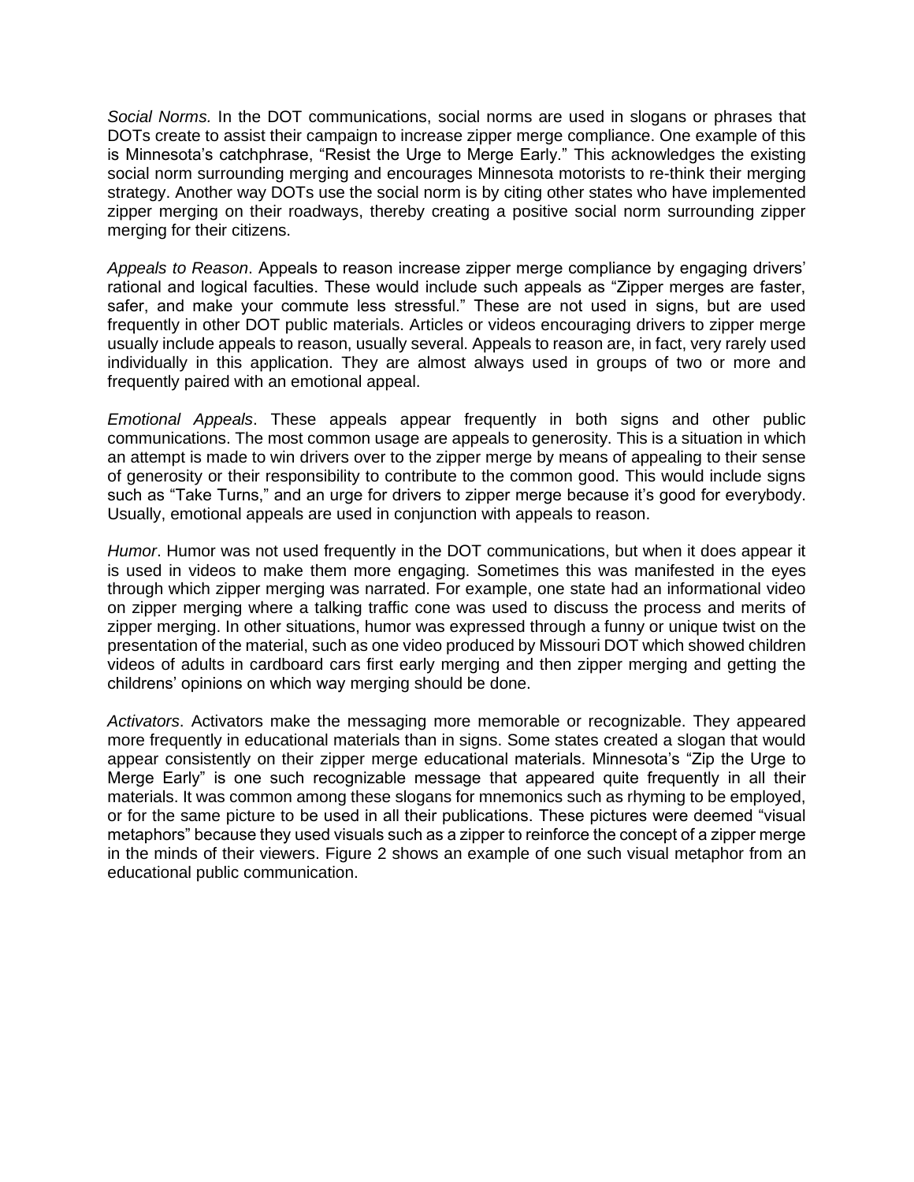*Social Norms.* In the DOT communications, social norms are used in slogans or phrases that DOTs create to assist their campaign to increase zipper merge compliance. One example of this is Minnesota's catchphrase, "Resist the Urge to Merge Early." This acknowledges the existing social norm surrounding merging and encourages Minnesota motorists to re-think their merging strategy. Another way DOTs use the social norm is by citing other states who have implemented zipper merging on their roadways, thereby creating a positive social norm surrounding zipper merging for their citizens.

*Appeals to Reason*. Appeals to reason increase zipper merge compliance by engaging drivers' rational and logical faculties. These would include such appeals as "Zipper merges are faster, safer, and make your commute less stressful." These are not used in signs, but are used frequently in other DOT public materials. Articles or videos encouraging drivers to zipper merge usually include appeals to reason, usually several. Appeals to reason are, in fact, very rarely used individually in this application. They are almost always used in groups of two or more and frequently paired with an emotional appeal.

*Emotional Appeals*. These appeals appear frequently in both signs and other public communications. The most common usage are appeals to generosity. This is a situation in which an attempt is made to win drivers over to the zipper merge by means of appealing to their sense of generosity or their responsibility to contribute to the common good. This would include signs such as "Take Turns," and an urge for drivers to zipper merge because it's good for everybody. Usually, emotional appeals are used in conjunction with appeals to reason.

*Humor*. Humor was not used frequently in the DOT communications, but when it does appear it is used in videos to make them more engaging. Sometimes this was manifested in the eyes through which zipper merging was narrated. For example, one state had an informational video on zipper merging where a talking traffic cone was used to discuss the process and merits of zipper merging. In other situations, humor was expressed through a funny or unique twist on the presentation of the material, such as one video produced by Missouri DOT which showed children videos of adults in cardboard cars first early merging and then zipper merging and getting the childrens' opinions on which way merging should be done.

*Activators*. Activators make the messaging more memorable or recognizable. They appeared more frequently in educational materials than in signs. Some states created a slogan that would appear consistently on their zipper merge educational materials. Minnesota's "Zip the Urge to Merge Early" is one such recognizable message that appeared quite frequently in all their materials. It was common among these slogans for mnemonics such as rhyming to be employed, or for the same picture to be used in all their publications. These pictures were deemed "visual metaphors" because they used visuals such as a zipper to reinforce the concept of a zipper merge in the minds of their viewers. Figure 2 shows an example of one such visual metaphor from an educational public communication.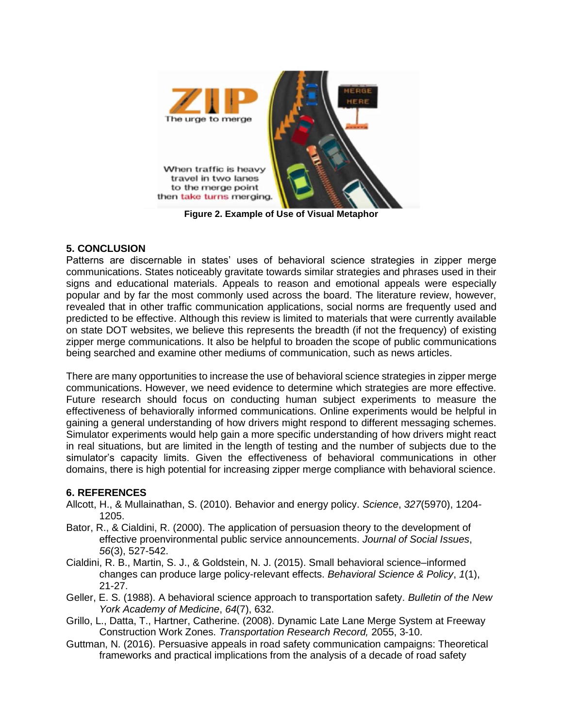Figure 2. Example of Use of Visual Metaphor

## 5. CONCLUSION

Patterns are discernable in states' uses of behavioral science strategies in zipper merge communications. States noticeably gravitate towards similar strategies and phrases used in their signs and educational materials. Appeals to reason and emotional appeals were especially popular and by far the most commonly used across the board. The literature review, however, revealed that in other traffic communication applications, social norms are frequently used and predicted to be effective. Although this review is limited to materials that were currently available on state DOT websites, we believe this represents the breadth (if not the frequency) of existing zipper merge communications. It also be helpful to broaden the scope of public communications being searched and examine other mediums of communication, such as news articles.

There are many opportunities to increase the use of behavioral science strategies in zipper merge communications. However, we need evidence to determine which strategies are more effective. Future research should focus on conducting human subject experiments to measure the effectiveness of behaviorally informed communications. Online experiments would be helpful in gaining a general understanding of how drivers might respond to different messaging schemes. Simulator experiments would help gain a more specific understanding of how drivers might react in real situations, but are limited in the length of testing and the number of subjects due to the simulator's capacity limits. Given the effectiveness of behavioral communications in other domains, there is high potential for increasing zipper merge compliance with behavioral science.

## 6. REFERENCES

Allcott, H., & Mullainathan, S. (2010). Behavior and energy policy. *Science*, *327*(5970), 1204-1205.

Bator, R., & Cialdini, R. (2000). The application of persuasion theory to the development of effective proenvironmental public service announcements. *Journal of Social Issues*, *56*(3), 527-542.

Cialdini, R. B., Martin, S. J., & Goldstein, N. J. (2015). Small behavioral science–informed changes can produce large policy-relevant effects. *Behavioral Science & Policy*, *1*(1), 21-27.

Geller, E. S. (1988). A behavioral science approach to transportation safety. *Bulletin of the New York Academy of Medicine*, *64*(7), 632.

Grillo, L., Datta, T., Hartner, Catherine. (2008). Dynamic Late Lane Merge System at Freeway Construction Work Zones. *Transportation Research Record,* 2055, 3-10.

Guttman, N. (2016). Persuasive appeals in road safety communication campaigns: Theoretical frameworks and practical implications from the analysis of a decade of road safety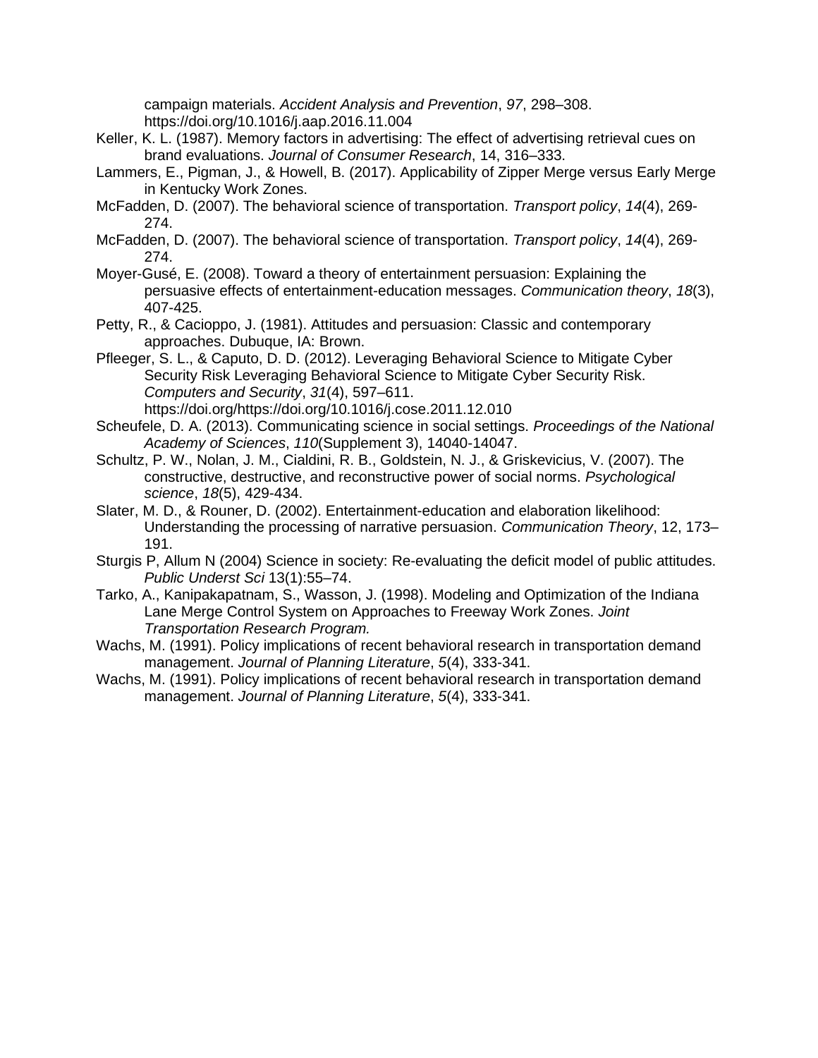campaign materials. *Accident Analysis and Prevention*, *97*, 298–308. https://doi.org/10.1016/j.aap.2016.11.004

Keller, K. L. (1987). Memory factors in advertising: The effect of advertising retrieval cues on brand evaluations. *Journal of Consumer Research*, 14, 316–333.

Lammers, E., Pigman, J., & Howell, B. (2017). Applicability of Zipper Merge versus Early Merge in Kentucky Work Zones.

McFadden, D. (2007). The behavioral science of transportation. *Transport policy*, *14*(4), 269-274.

McFadden, D. (2007). The behavioral science of transportation. *Transport policy*, *14*(4), 269-274.

Moyer-Gusé, E. (2008). Toward a theory of entertainment persuasion: Explaining the persuasive effects of entertainment-education messages. *Communication theory*, *18*(3), 407-425.

Petty, R., & Cacioppo, J. (1981). Attitudes and persuasion: Classic and contemporary approaches. Dubuque, IA: Brown.

Pfleeger, S. L., & Caputo, D. D. (2012). Leveraging Behavioral Science to Mitigate Cyber Security Risk Leveraging Behavioral Science to Mitigate Cyber Security Risk. *Computers and Security*, *31*(4), 597–611. https://doi.org/https://doi.org/10.1016/j.cose.2011.12.010

Scheufele, D. A. (2013). Communicating science in social settings. *Proceedings of the National Academy of Sciences*, *110*(Supplement 3), 14040-14047.

Schultz, P. W., Nolan, J. M., Cialdini, R. B., Goldstein, N. J., & Griskevicius, V. (2007). The constructive, destructive, and reconstructive power of social norms. *Psychological science*, *18*(5), 429-434.

Slater, M. D., & Rouner, D. (2002). Entertainment-education and elaboration likelihood: Understanding the processing of narrative persuasion. *Communication Theory*, 12, 173–191.

Sturgis P, Allum N (2004) Science in society: Re-evaluating the deficit model of public attitudes. *Public Underst Sci* 13(1):55–74.

Tarko, A., Kanipakapatnam, S., Wasson, J. (1998). Modeling and Optimization of the Indiana Lane Merge Control System on Approaches to Freeway Work Zones. *Joint Transportation Research Program.*

Wachs, M. (1991). Policy implications of recent behavioral research in transportation demand management. *Journal of Planning Literature*, *5*(4), 333-341.

Wachs, M. (1991). Policy implications of recent behavioral research in transportation demand management. *Journal of Planning Literature*, *5*(4), 333-341.